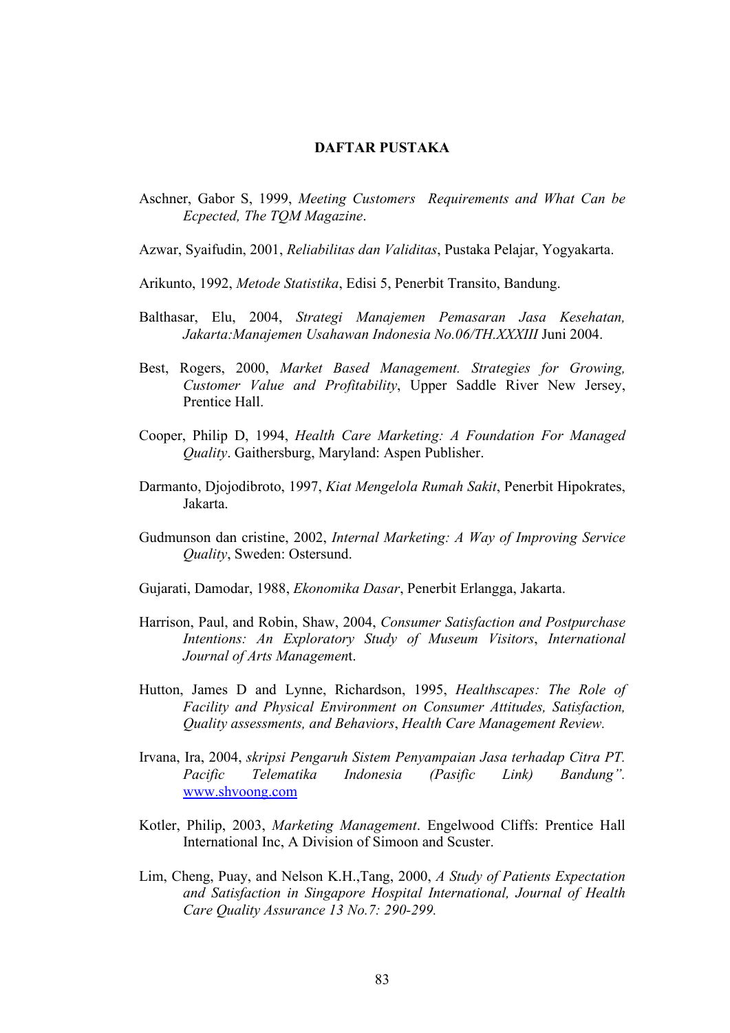# DAFTAR PUSTAKA

Aschner, Gabor S, 1999, *Meeting Customers Requirements and What Can be Ecpected, The TQM Magazine*.

Azwar, Syaifudin, 2001, *Reliabilitas dan Validitas*, Pustaka Pelajar, Yogyakarta.

Arikunto, 1992, *Metode Statistika*, Edisi 5, Penerbit Transito, Bandung.

Balthasar, Elu, 2004, *Strategi Manajemen Pemasaran Jasa Kesehatan, Jakarta:Manajemen Usahawan Indonesia No.06/TH.XXXIII* Juni 2004.

Best, Rogers, 2000, *Market Based Management. Strategies for Growing, Customer Value and Profitability*, Upper Saddle River New Jersey, Prentice Hall.

Cooper, Philip D, 1994, *Health Care Marketing: A Foundation For Managed Quality*. Gaithersburg, Maryland: Aspen Publisher.

Darmanto, Djojodibroto, 1997, *Kiat Mengelola Rumah Sakit*, Penerbit Hipokrates, Jakarta.

Gudmunson dan cristine, 2002, *Internal Marketing: A Way of Improving Service Quality*, Sweden: Ostersund.

Gujarati, Damodar, 1988, *Ekonomika Dasar*, Penerbit Erlangga, Jakarta.

Harrison, Paul, and Robin, Shaw, 2004, *Consumer Satisfaction and Postpurchase Intentions: An Exploratory Study of Museum Visitors*, *International Journal of Arts Managemen*t.

Hutton, James D and Lynne, Richardson, 1995, *Healthscapes: The Role of Facility and Physical Environment on Consumer Attitudes, Satisfaction, Quality assessments, and Behaviors*, *Health Care Management Review.*

Irvana, Ira, 2004, *skripsi Pengaruh Sistem Penyampaian Jasa terhadap Citra PT. Pacific Telematika Indonesia (Pasific Link) Bandung".* www.shvoong.com

Kotler, Philip, 2003, *Marketing Management*. Engelwood Cliffs: Prentice Hall International Inc, A Division of Simoon and Scuster.

Lim, Cheng, Puay, and Nelson K.H.,Tang, 2000, *A Study of Patients Expectation and Satisfaction in Singapore Hospital International, Journal of Health Care Quality Assurance 13 No.7: 290-299.*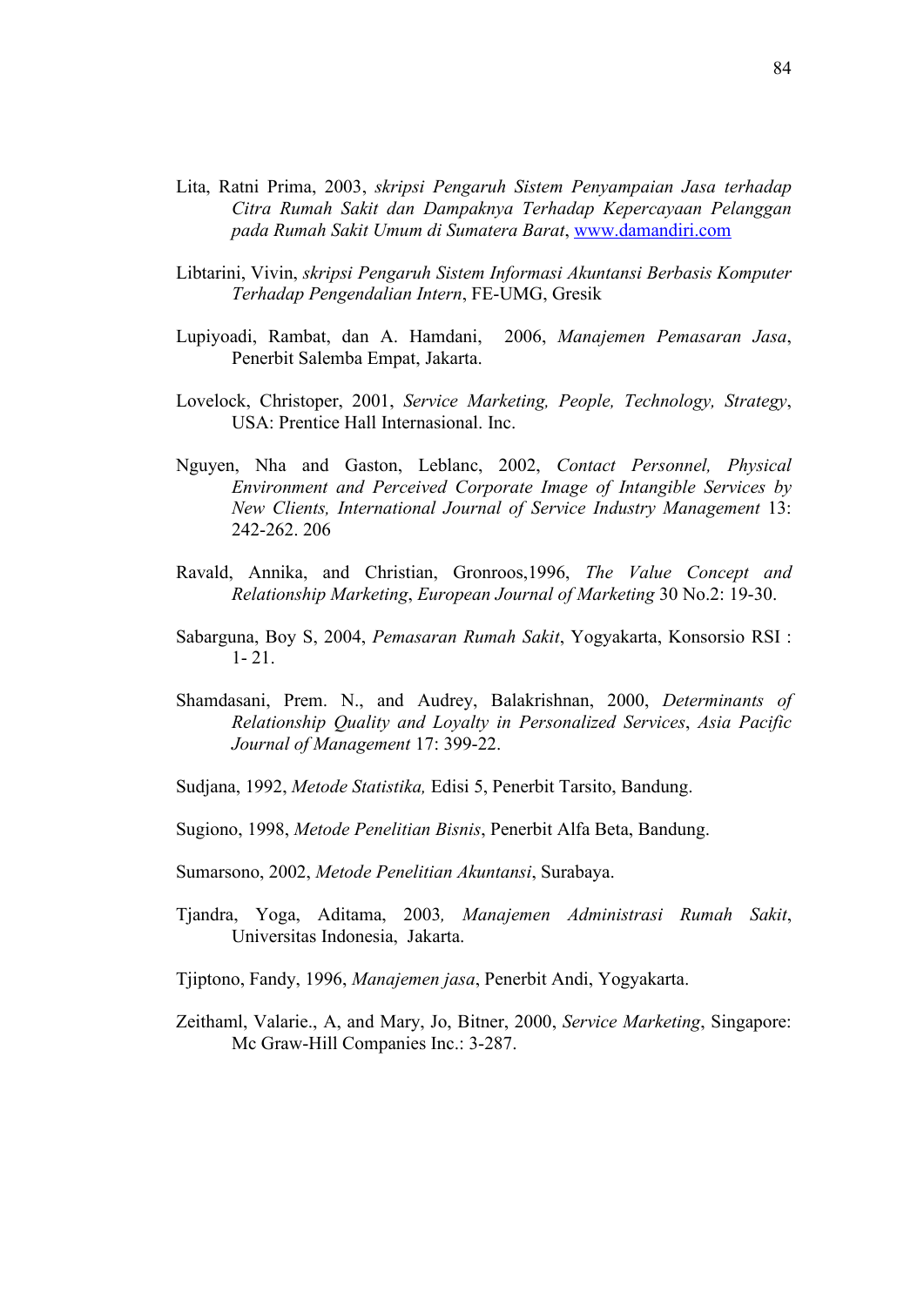Lita, Ratni Prima, 2003, *skripsi Pengaruh Sistem Penyampaian Jasa terhadap Citra Rumah Sakit dan Dampaknya Terhadap Kepercayaan Pelanggan pada Rumah Sakit Umum di Sumatera Barat*, www.damandiri.com

Libtarini, Vivin, *skripsi Pengaruh Sistem Informasi Akuntansi Berbasis Komputer Terhadap Pengendalian Intern*, FE-UMG, Gresik

Lupiyoadi, Rambat, dan A. Hamdani, 2006, *Manajemen Pemasaran Jasa*, Penerbit Salemba Empat, Jakarta.

Lovelock, Christoper, 2001, *Service Marketing, People, Technology, Strategy*, USA: Prentice Hall Internasional. Inc.

Nguyen, Nha and Gaston, Leblanc, 2002, *Contact Personnel, Physical Environment and Perceived Corporate Image of Intangible Services by New Clients, International Journal of Service Industry Management* 13: 242-262. 206

Ravald, Annika, and Christian, Gronroos,1996, *The Value Concept and Relationship Marketing*, *European Journal of Marketing* 30 No.2: 19-30.

Sabarguna, Boy S, 2004, *Pemasaran Rumah Sakit*, Yogyakarta, Konsorsio RSI : 1- 21.

Shamdasani, Prem. N., and Audrey, Balakrishnan, 2000, *Determinants of Relationship Quality and Loyalty in Personalized Services*, *Asia Pacific Journal of Management* 17: 399-22.

Sudjana, 1992, *Metode Statistika,* Edisi 5, Penerbit Tarsito, Bandung.

Sugiono, 1998, *Metode Penelitian Bisnis*, Penerbit Alfa Beta, Bandung.

Sumarsono, 2002, *Metode Penelitian Akuntansi*, Surabaya.

Tjandra, Yoga, Aditama, 2003*, Manajemen Administrasi Rumah Sakit*, Universitas Indonesia, Jakarta.

Tjiptono, Fandy, 1996, *Manajemen jasa*, Penerbit Andi, Yogyakarta.

Zeithaml, Valarie., A, and Mary, Jo, Bitner, 2000, *Service Marketing*, Singapore: Mc Graw-Hill Companies Inc.: 3-287.